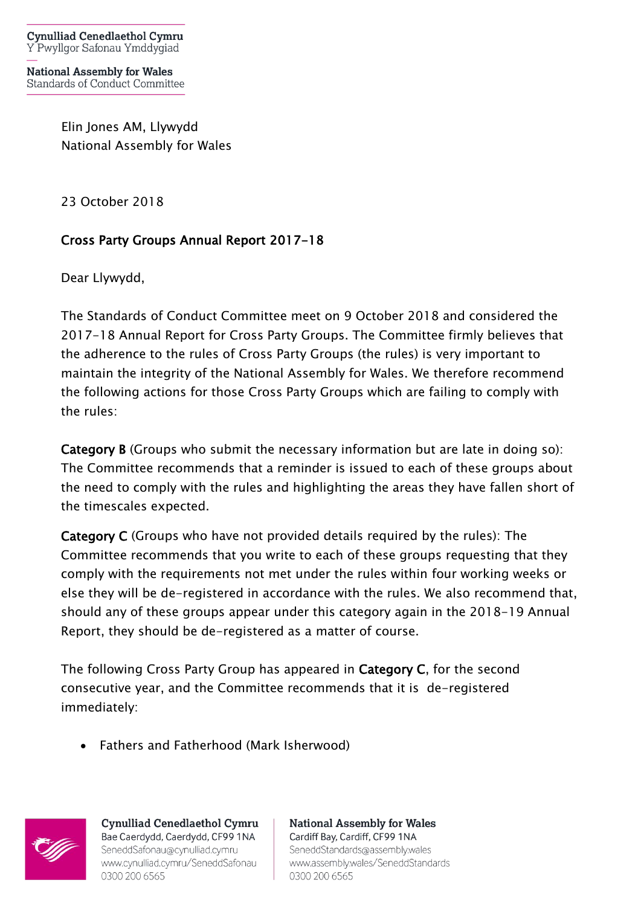Cynulliad Cenedlaethol Cymru
Y Pwyllgor Safonau Ymddygiad

National Assembly for Wales
Standards of Conduct Committee

Elin Jones AM, Llywydd
National Assembly for Wales

23 October 2018

**Cross Party Groups Annual Report 2017-18**

Dear Llywydd,

The Standards of Conduct Committee meet on 9 October 2018 and considered the 2017-18 Annual Report for Cross Party Groups. The Committee firmly believes that the adherence to the rules of Cross Party Groups (the rules) is very important to maintain the integrity of the National Assembly for Wales. We therefore recommend the following actions for those Cross Party Groups which are failing to comply with the rules:

**Category B** (Groups who submit the necessary information but are late in doing so): The Committee recommends that a reminder is issued to each of these groups about the need to comply with the rules and highlighting the areas they have fallen short of the timescales expected.

**Category C** (Groups who have not provided details required by the rules): The Committee recommends that you write to each of these groups requesting that they comply with the requirements not met under the rules within four working weeks or else they will be de-registered in accordance with the rules. We also recommend that, should any of these groups appear under this category again in the 2018-19 Annual Report, they should be de-registered as a matter of course.

The following Cross Party Group has appeared in **Category C**, for the second consecutive year, and the Committee recommends that it is de-registered immediately:

- Fathers and Fatherhood (Mark Isherwood)

Cynulliad Cenedlaethol Cymru
Bae Caerdydd, Caerdydd, CF99 1NA
SeneddSafonau@cynulliad.cymru
www.cynulliad.cymru/SeneddSafonau
0300 200 6565

National Assembly for Wales
Cardiff Bay, Cardiff, CF99 1NA
SeneddStandards@assembly.wales
www.assembly.wales/SeneddStandards
0300 200 6565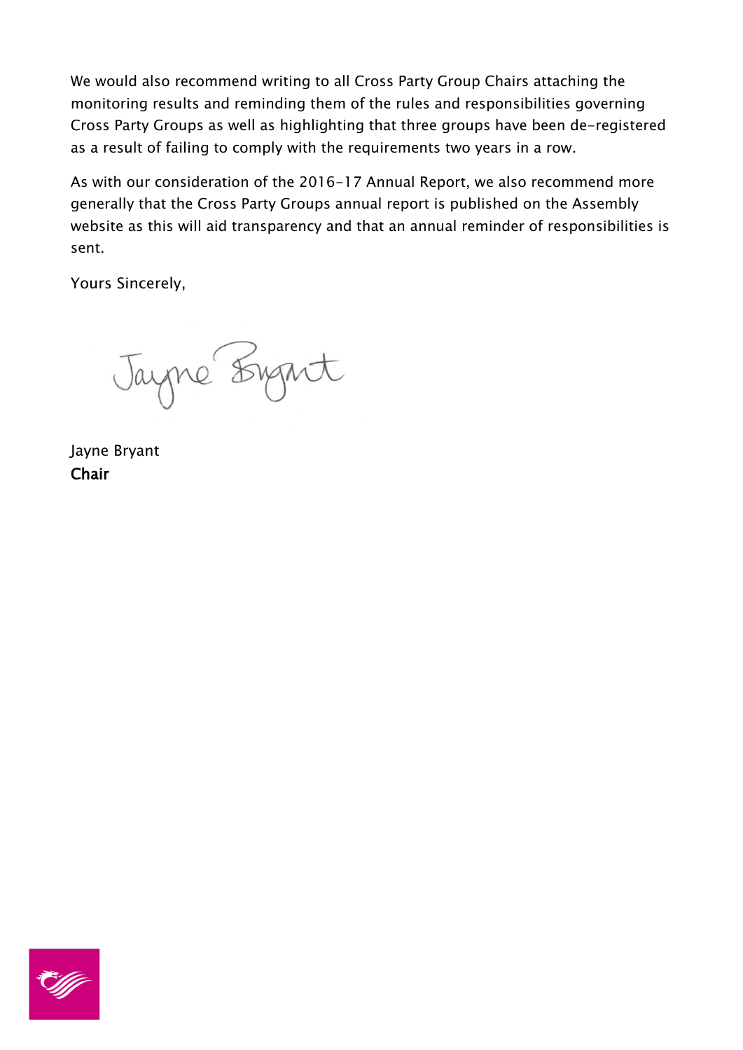We would also recommend writing to all Cross Party Group Chairs attaching the monitoring results and reminding them of the rules and responsibilities governing Cross Party Groups as well as highlighting that three groups have been de-registered as a result of failing to comply with the requirements two years in a row.

As with our consideration of the 2016-17 Annual Report, we also recommend more generally that the Cross Party Groups annual report is published on the Assembly website as this will aid transparency and that an annual reminder of responsibilities is sent.

Yours Sincerely,

Jayne Bryant

**Chair**